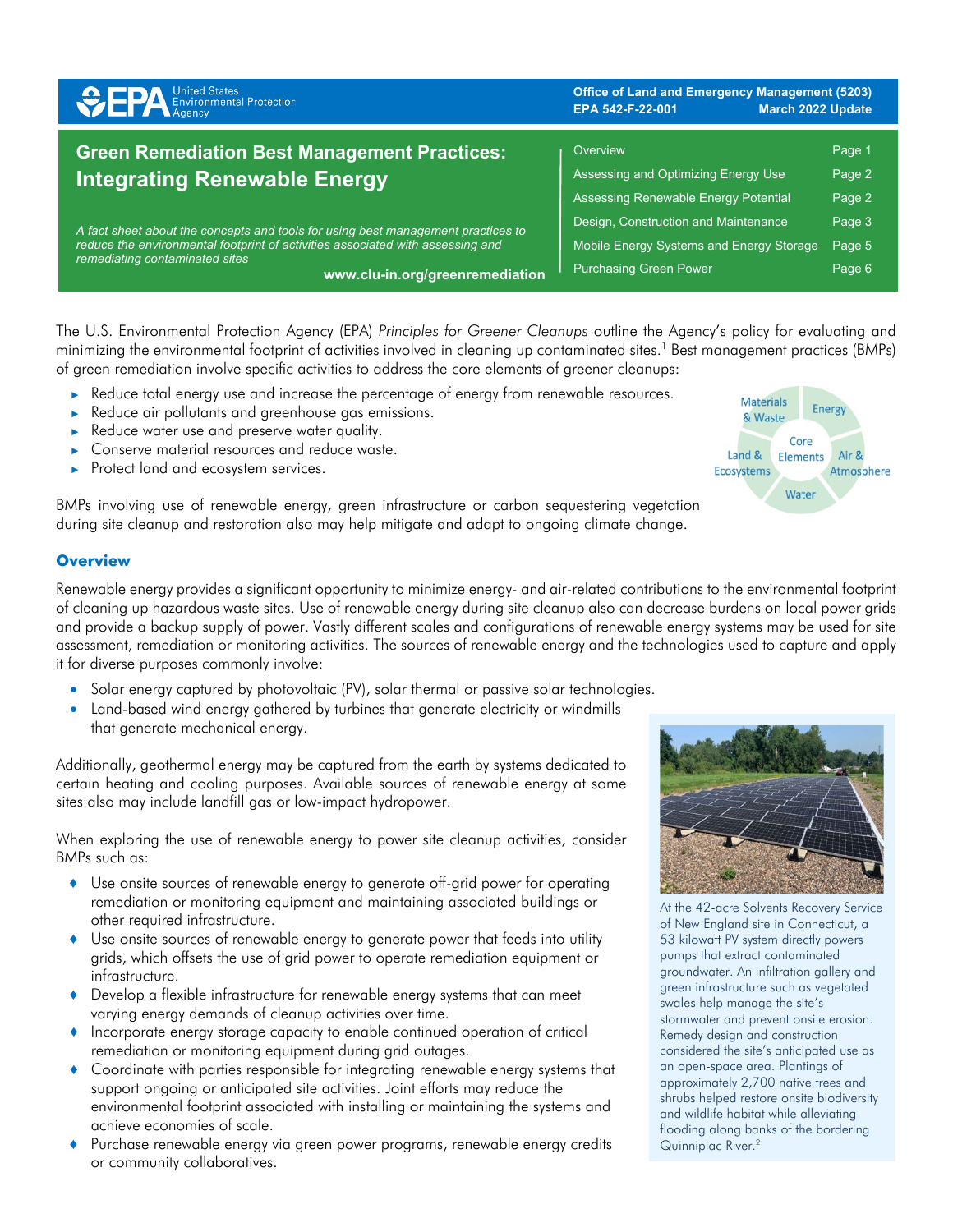United States Environmental Protection Agency

**Office of Land and Emergency Management (5203)**
**EPA 542-F-22-001 March 2022 Update**

# Green Remediation Best Management Practices: Integrating Renewable Energy

*A fact sheet about the concepts and tools for using best management practices to reduce the environmental footprint of activities associated with assessing and remediating contaminated sites*

**www.clu-in.org/greenremediation**

| | |
|---|---|
| Overview | Page 1 |
| Assessing and Optimizing Energy Use | Page 2 |
| Assessing Renewable Energy Potential | Page 2 |
| Design, Construction and Maintenance | Page 3 |
| Mobile Energy Systems and Energy Storage | Page 5 |
| Purchasing Green Power | Page 6 |

The U.S. Environmental Protection Agency (EPA) *Principles for Greener Cleanups* outline the Agency's policy for evaluating and minimizing the environmental footprint of activities involved in cleaning up contaminated sites.[1] Best management practices (BMPs) of green remediation involve specific activities to address the core elements of greener cleanups:

- Reduce total energy use and increase the percentage of energy from renewable resources.
- Reduce air pollutants and greenhouse gas emissions.
- Reduce water use and preserve water quality.
- Conserve material resources and reduce waste.
- Protect land and ecosystem services.

Core Elements: Materials & Waste; Energy; Air & Atmosphere; Water; Land & Ecosystems

BMPs involving use of renewable energy, green infrastructure or carbon sequestering vegetation during site cleanup and restoration also may help mitigate and adapt to ongoing climate change.

## Overview

Renewable energy provides a significant opportunity to minimize energy- and air-related contributions to the environmental footprint of cleaning up hazardous waste sites. Use of renewable energy during site cleanup also can decrease burdens on local power grids and provide a backup supply of power. Vastly different scales and configurations of renewable energy systems may be used for site assessment, remediation or monitoring activities. The sources of renewable energy and the technologies used to capture and apply it for diverse purposes commonly involve:

- Solar energy captured by photovoltaic (PV), solar thermal or passive solar technologies.
- Land-based wind energy gathered by turbines that generate electricity or windmills that generate mechanical energy.

Additionally, geothermal energy may be captured from the earth by systems dedicated to certain heating and cooling purposes. Available sources of renewable energy at some sites also may include landfill gas or low-impact hydropower.

When exploring the use of renewable energy to power site cleanup activities, consider BMPs such as:

- Use onsite sources of renewable energy to generate off-grid power for operating remediation or monitoring equipment and maintaining associated buildings or other required infrastructure.
- Use onsite sources of renewable energy to generate power that feeds into utility grids, which offsets the use of grid power to operate remediation equipment or infrastructure.
- Develop a flexible infrastructure for renewable energy systems that can meet varying energy demands of cleanup activities over time.
- Incorporate energy storage capacity to enable continued operation of critical remediation or monitoring equipment during grid outages.
- Coordinate with parties responsible for integrating renewable energy systems that support ongoing or anticipated site activities. Joint efforts may reduce the environmental footprint associated with installing or maintaining the systems and achieve economies of scale.
- Purchase renewable energy via green power programs, renewable energy credits or community collaboratives.

At the 42-acre Solvents Recovery Service of New England site in Connecticut, a 53 kilowatt PV system directly powers pumps that extract contaminated groundwater. An infiltration gallery and green infrastructure such as vegetated swales help manage the site's stormwater and prevent onsite erosion. Remedy design and construction considered the site's anticipated use as an open-space area. Plantings of approximately 2,700 native trees and shrubs helped restore onsite biodiversity and wildlife habitat while alleviating flooding along banks of the bordering Quinnipiac River.[2]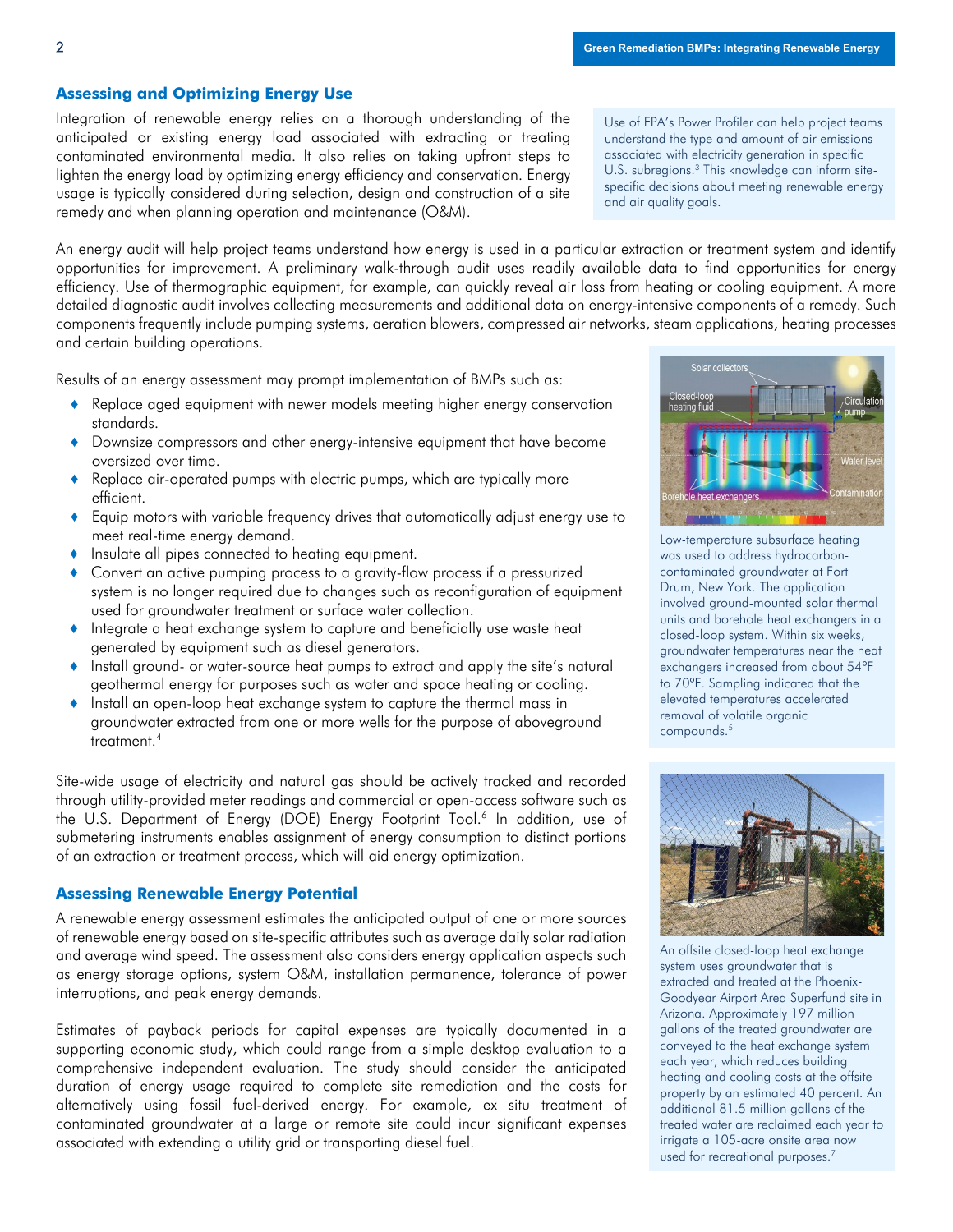## Assessing and Optimizing Energy Use

Integration of renewable energy relies on a thorough understanding of the anticipated or existing energy load associated with extracting or treating contaminated environmental media. It also relies on taking upfront steps to lighten the energy load by optimizing energy efficiency and conservation. Energy usage is typically considered during selection, design and construction of a site remedy and when planning operation and maintenance (O&M).

Use of EPA's Power Profiler can help project teams understand the type and amount of air emissions associated with electricity generation in specific U.S. subregions.[3] This knowledge can inform site-specific decisions about meeting renewable energy and air quality goals.

An energy audit will help project teams understand how energy is used in a particular extraction or treatment system and identify opportunities for improvement. A preliminary walk-through audit uses readily available data to find opportunities for energy efficiency. Use of thermographic equipment, for example, can quickly reveal air loss from heating or cooling equipment. A more detailed diagnostic audit involves collecting measurements and additional data on energy-intensive components of a remedy. Such components frequently include pumping systems, aeration blowers, compressed air networks, steam applications, heating processes and certain building operations.

Results of an energy assessment may prompt implementation of BMPs such as:

- Replace aged equipment with newer models meeting higher energy conservation standards.
- Downsize compressors and other energy-intensive equipment that have become oversized over time.
- Replace air-operated pumps with electric pumps, which are typically more efficient.
- Equip motors with variable frequency drives that automatically adjust energy use to meet real-time energy demand.
- Insulate all pipes connected to heating equipment.
- Convert an active pumping process to a gravity-flow process if a pressurized system is no longer required due to changes such as reconfiguration of equipment used for groundwater treatment or surface water collection.
- Integrate a heat exchange system to capture and beneficially use waste heat generated by equipment such as diesel generators.
- Install ground- or water-source heat pumps to extract and apply the site's natural geothermal energy for purposes such as water and space heating or cooling.
- Install an open-loop heat exchange system to capture the thermal mass in groundwater extracted from one or more wells for the purpose of aboveground treatment.[4]

Low-temperature subsurface heating was used to address hydrocarbon-contaminated groundwater at Fort Drum, New York. The application involved ground-mounted solar thermal units and borehole heat exchangers in a closed-loop system. Within six weeks, groundwater temperatures near the heat exchangers increased from about 54°F to 70°F. Sampling indicated that the elevated temperatures accelerated removal of volatile organic compounds.[5]

Site-wide usage of electricity and natural gas should be actively tracked and recorded through utility-provided meter readings and commercial or open-access software such as the U.S. Department of Energy (DOE) Energy Footprint Tool.[6] In addition, use of submetering instruments enables assignment of energy consumption to distinct portions of an extraction or treatment process, which will aid energy optimization.

## Assessing Renewable Energy Potential

A renewable energy assessment estimates the anticipated output of one or more sources of renewable energy based on site-specific attributes such as average daily solar radiation and average wind speed. The assessment also considers energy application aspects such as energy storage options, system O&M, installation permanence, tolerance of power interruptions, and peak energy demands.

Estimates of payback periods for capital expenses are typically documented in a supporting economic study, which could range from a simple desktop evaluation to a comprehensive independent evaluation. The study should consider the anticipated duration of energy usage required to complete site remediation and the costs for alternatively using fossil fuel-derived energy. For example, ex situ treatment of contaminated groundwater at a large or remote site could incur significant expenses associated with extending a utility grid or transporting diesel fuel.

An offsite closed-loop heat exchange system uses groundwater that is extracted and treated at the Phoenix-Goodyear Airport Area Superfund site in Arizona. Approximately 197 million gallons of the treated groundwater are conveyed to the heat exchange system each year, which reduces building heating and cooling costs at the offsite property by an estimated 40 percent. An additional 81.5 million gallons of the treated water are reclaimed each year to irrigate a 105-acre onsite area now used for recreational purposes.[7]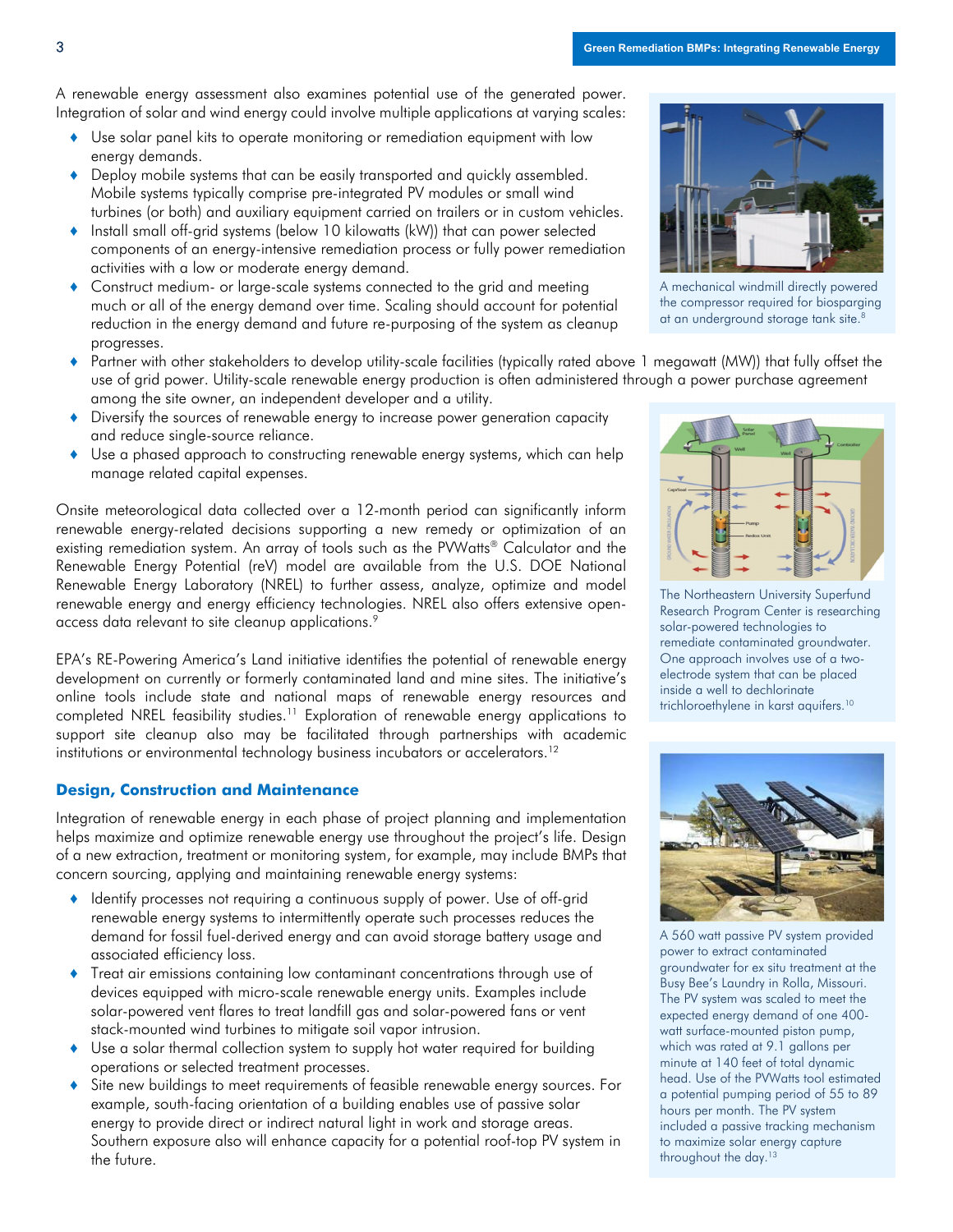A renewable energy assessment also examines potential use of the generated power. Integration of solar and wind energy could involve multiple applications at varying scales:

- Use solar panel kits to operate monitoring or remediation equipment with low energy demands.
- Deploy mobile systems that can be easily transported and quickly assembled. Mobile systems typically comprise pre-integrated PV modules or small wind turbines (or both) and auxiliary equipment carried on trailers or in custom vehicles.
- Install small off-grid systems (below 10 kilowatts (kW)) that can power selected components of an energy-intensive remediation process or fully power remediation activities with a low or moderate energy demand.
- Construct medium- or large-scale systems connected to the grid and meeting much or all of the energy demand over time. Scaling should account for potential reduction in the energy demand and future re-purposing of the system as cleanup progresses.
- Partner with other stakeholders to develop utility-scale facilities (typically rated above 1 megawatt (MW)) that fully offset the use of grid power. Utility-scale renewable energy production is often administered through a power purchase agreement among the site owner, an independent developer and a utility.
- Diversify the sources of renewable energy to increase power generation capacity and reduce single-source reliance.
- Use a phased approach to constructing renewable energy systems, which can help manage related capital expenses.

A mechanical windmill directly powered the compressor required for biosparging at an underground storage tank site.[8]

Onsite meteorological data collected over a 12-month period can significantly inform renewable energy-related decisions supporting a new remedy or optimization of an existing remediation system. An array of tools such as the PVWatts® Calculator and the Renewable Energy Potential (reV) model are available from the U.S. DOE National Renewable Energy Laboratory (NREL) to further assess, analyze, optimize and model renewable energy and energy efficiency technologies. NREL also offers extensive open-access data relevant to site cleanup applications.[9]

The Northeastern University Superfund Research Program Center is researching solar-powered technologies to remediate contaminated groundwater. One approach involves use of a two-electrode system that can be placed inside a well to dechlorinate trichloroethylene in karst aquifers.[10]

EPA's RE-Powering America's Land initiative identifies the potential of renewable energy development on currently or formerly contaminated land and mine sites. The initiative's online tools include state and national maps of renewable energy resources and completed NREL feasibility studies.[11] Exploration of renewable energy applications to support site cleanup also may be facilitated through partnerships with academic institutions or environmental technology business incubators or accelerators.[12]

## Design, Construction and Maintenance

Integration of renewable energy in each phase of project planning and implementation helps maximize and optimize renewable energy use throughout the project's life. Design of a new extraction, treatment or monitoring system, for example, may include BMPs that concern sourcing, applying and maintaining renewable energy systems:

- Identify processes not requiring a continuous supply of power. Use of off-grid renewable energy systems to intermittently operate such processes reduces the demand for fossil fuel-derived energy and can avoid storage battery usage and associated efficiency loss.
- Treat air emissions containing low contaminant concentrations through use of devices equipped with micro-scale renewable energy units. Examples include solar-powered vent flares to treat landfill gas and solar-powered fans or vent stack-mounted wind turbines to mitigate soil vapor intrusion.
- Use a solar thermal collection system to supply hot water required for building operations or selected treatment processes.
- Site new buildings to meet requirements of feasible renewable energy sources. For example, south-facing orientation of a building enables use of passive solar energy to provide direct or indirect natural light in work and storage areas. Southern exposure also will enhance capacity for a potential roof-top PV system in the future.

A 560 watt passive PV system provided power to extract contaminated groundwater for ex situ treatment at the Busy Bee's Laundry in Rolla, Missouri. The PV system was scaled to meet the expected energy demand of one 400-watt surface-mounted piston pump, which was rated at 9.1 gallons per minute at 140 feet of total dynamic head. Use of the PVWatts tool estimated a potential pumping period of 55 to 89 hours per month. The PV system included a passive tracking mechanism to maximize solar energy capture throughout the day.[13]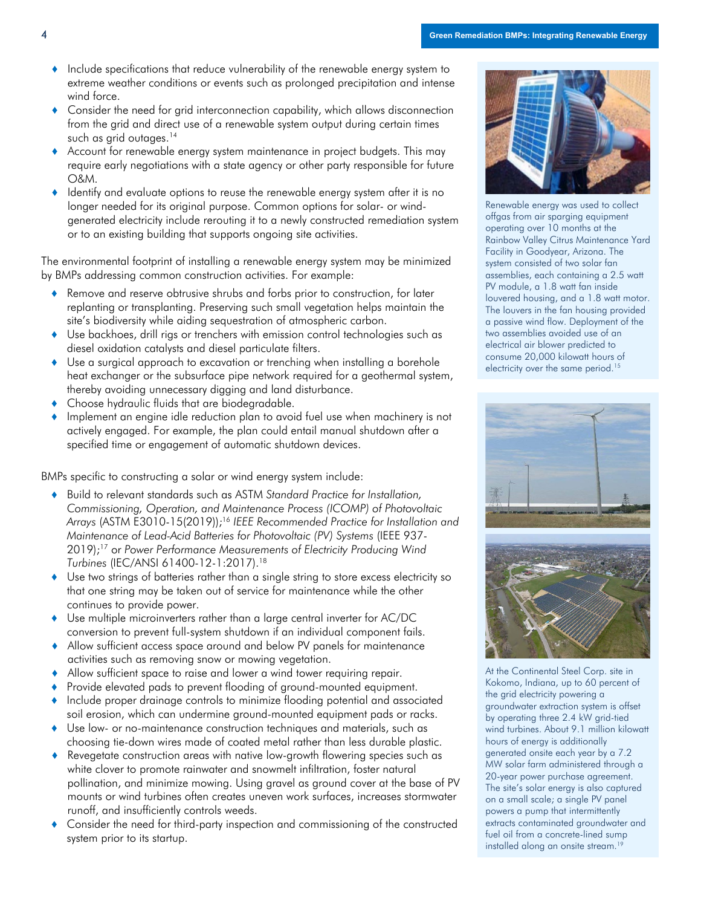- Include specifications that reduce vulnerability of the renewable energy system to extreme weather conditions or events such as prolonged precipitation and intense wind force.
- Consider the need for grid interconnection capability, which allows disconnection from the grid and direct use of a renewable system output during certain times such as grid outages.[14]
- Account for renewable energy system maintenance in project budgets. This may require early negotiations with a state agency or other party responsible for future O&M.
- Identify and evaluate options to reuse the renewable energy system after it is no longer needed for its original purpose. Common options for solar- or wind-generated electricity include rerouting it to a newly constructed remediation system or to an existing building that supports ongoing site activities.

The environmental footprint of installing a renewable energy system may be minimized by BMPs addressing common construction activities. For example:

- Remove and reserve obtrusive shrubs and forbs prior to construction, for later replanting or transplanting. Preserving such small vegetation helps maintain the site's biodiversity while aiding sequestration of atmospheric carbon.
- Use backhoes, drill rigs or trenchers with emission control technologies such as diesel oxidation catalysts and diesel particulate filters.
- Use a surgical approach to excavation or trenching when installing a borehole heat exchanger or the subsurface pipe network required for a geothermal system, thereby avoiding unnecessary digging and land disturbance.
- Choose hydraulic fluids that are biodegradable.
- Implement an engine idle reduction plan to avoid fuel use when machinery is not actively engaged. For example, the plan could entail manual shutdown after a specified time or engagement of automatic shutdown devices.

BMPs specific to constructing a solar or wind energy system include:

- Build to relevant standards such as ASTM *Standard Practice for Installation, Commissioning, Operation, and Maintenance Process (ICOMP) of Photovoltaic Arrays* (ASTM E3010-15(2019));[16] *IEEE Recommended Practice for Installation and Maintenance of Lead-Acid Batteries for Photovoltaic (PV) Systems* (IEEE 937-2019);[17] or *Power Performance Measurements of Electricity Producing Wind Turbines* (IEC/ANSI 61400-12-1:2017).[18]
- Use two strings of batteries rather than a single string to store excess electricity so that one string may be taken out of service for maintenance while the other continues to provide power.
- Use multiple microinverters rather than a large central inverter for AC/DC conversion to prevent full-system shutdown if an individual component fails.
- Allow sufficient access space around and below PV panels for maintenance activities such as removing snow or mowing vegetation.
- Allow sufficient space to raise and lower a wind tower requiring repair.
- Provide elevated pads to prevent flooding of ground-mounted equipment.
- Include proper drainage controls to minimize flooding potential and associated soil erosion, which can undermine ground-mounted equipment pads or racks.
- Use low- or no-maintenance construction techniques and materials, such as choosing tie-down wires made of coated metal rather than less durable plastic.
- Revegetate construction areas with native low-growth flowering species such as white clover to promote rainwater and snowmelt infiltration, foster natural pollination, and minimize mowing. Using gravel as ground cover at the base of PV mounts or wind turbines often creates uneven work surfaces, increases stormwater runoff, and insufficiently controls weeds.
- Consider the need for third-party inspection and commissioning of the constructed system prior to its startup.

Renewable energy was used to collect offgas from air sparging equipment operating over 10 months at the Rainbow Valley Citrus Maintenance Yard Facility in Goodyear, Arizona. The system consisted of two solar fan assemblies, each containing a 2.5 watt PV module, a 1.8 watt fan inside louvered housing, and a 1.8 watt motor. The louvers in the fan housing provided a passive wind flow. Deployment of the two assemblies avoided use of an electrical air blower predicted to consume 20,000 kilowatt hours of electricity over the same period.[15]

At the Continental Steel Corp. site in Kokomo, Indiana, up to 60 percent of the grid electricity powering a groundwater extraction system is offset by operating three 2.4 kW grid-tied wind turbines. About 9.1 million kilowatt hours of energy is additionally generated onsite each year by a 7.2 MW solar farm administered through a 20-year power purchase agreement. The site's solar energy is also captured on a small scale; a single PV panel powers a pump that intermittently extracts contaminated groundwater and fuel oil from a concrete-lined sump installed along an onsite stream.[19]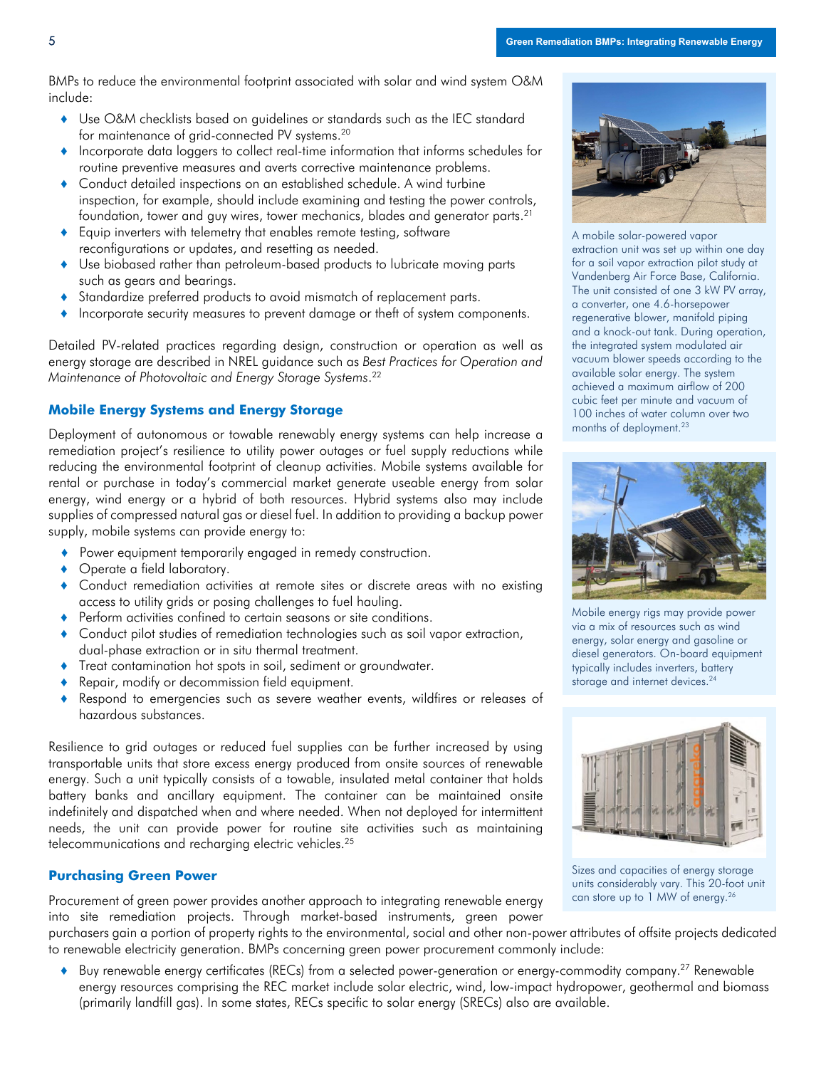BMPs to reduce the environmental footprint associated with solar and wind system O&M include:

- Use O&M checklists based on guidelines or standards such as the IEC standard for maintenance of grid-connected PV systems.[20]
- Incorporate data loggers to collect real-time information that informs schedules for routine preventive measures and averts corrective maintenance problems.
- Conduct detailed inspections on an established schedule. A wind turbine inspection, for example, should include examining and testing the power controls, foundation, tower and guy wires, tower mechanics, blades and generator parts.[21]
- Equip inverters with telemetry that enables remote testing, software reconfigurations or updates, and resetting as needed.
- Use biobased rather than petroleum-based products to lubricate moving parts such as gears and bearings.
- Standardize preferred products to avoid mismatch of replacement parts.
- Incorporate security measures to prevent damage or theft of system components.

Detailed PV-related practices regarding design, construction or operation as well as energy storage are described in NREL guidance such as *Best Practices for Operation and Maintenance of Photovoltaic and Energy Storage Systems*.[22]

A mobile solar-powered vapor extraction unit was set up within one day for a soil vapor extraction pilot study at Vandenberg Air Force Base, California. The unit consisted of one 3 kW PV array, a converter, one 4.6-horsepower regenerative blower, manifold piping and a knock-out tank. During operation, the integrated system modulated air vacuum blower speeds according to the available solar energy. The system achieved a maximum airflow of 200 cubic feet per minute and vacuum of 100 inches of water column over two months of deployment.[23]

### Mobile Energy Systems and Energy Storage

Deployment of autonomous or towable renewably energy systems can help increase a remediation project's resilience to utility power outages or fuel supply reductions while reducing the environmental footprint of cleanup activities. Mobile systems available for rental or purchase in today's commercial market generate useable energy from solar energy, wind energy or a hybrid of both resources. Hybrid systems also may include supplies of compressed natural gas or diesel fuel. In addition to providing a backup power supply, mobile systems can provide energy to:

- Power equipment temporarily engaged in remedy construction.
- Operate a field laboratory.
- Conduct remediation activities at remote sites or discrete areas with no existing access to utility grids or posing challenges to fuel hauling.
- Perform activities confined to certain seasons or site conditions.
- Conduct pilot studies of remediation technologies such as soil vapor extraction, dual-phase extraction or in situ thermal treatment.
- Treat contamination hot spots in soil, sediment or groundwater.
- Repair, modify or decommission field equipment.
- Respond to emergencies such as severe weather events, wildfires or releases of hazardous substances.

Mobile energy rigs may provide power via a mix of resources such as wind energy, solar energy and gasoline or diesel generators. On-board equipment typically includes inverters, battery storage and internet devices.[24]

Resilience to grid outages or reduced fuel supplies can be further increased by using transportable units that store excess energy produced from onsite sources of renewable energy. Such a unit typically consists of a towable, insulated metal container that holds battery banks and ancillary equipment. The container can be maintained onsite indefinitely and dispatched when and where needed. When not deployed for intermittent needs, the unit can provide power for routine site activities such as maintaining telecommunications and recharging electric vehicles.[25]

Sizes and capacities of energy storage units considerably vary. This 20-foot unit can store up to 1 MW of energy.[26]

### Purchasing Green Power

Procurement of green power provides another approach to integrating renewable energy into site remediation projects. Through market-based instruments, green power purchasers gain a portion of property rights to the environmental, social and other non-power attributes of offsite projects dedicated to renewable electricity generation. BMPs concerning green power procurement commonly include:

- Buy renewable energy certificates (RECs) from a selected power-generation or energy-commodity company.[27] Renewable energy resources comprising the REC market include solar electric, wind, low-impact hydropower, geothermal and biomass (primarily landfill gas). In some states, RECs specific to solar energy (SRECs) also are available.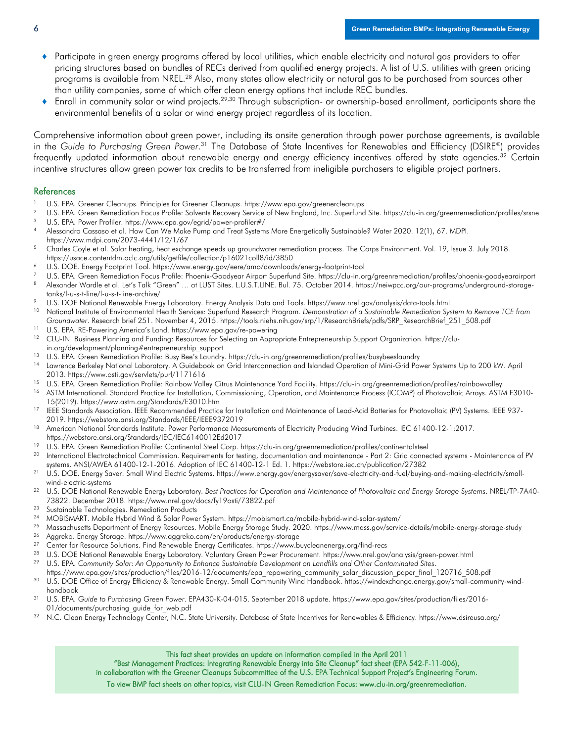- Participate in green energy programs offered by local utilities, which enable electricity and natural gas providers to offer pricing structures based on bundles of RECs derived from qualified energy projects. A list of U.S. utilities with green pricing programs is available from NREL.[28] Also, many states allow electricity or natural gas to be purchased from sources other than utility companies, some of which offer clean energy options that include REC bundles.
- Enroll in community solar or wind projects.[29,30] Through subscription- or ownership-based enrollment, participants share the environmental benefits of a solar or wind energy project regardless of its location.

Comprehensive information about green power, including its onsite generation through power purchase agreements, is available in the *Guide to Purchasing Green Power*.[31] The Database of State Incentives for Renewables and Efficiency (DSIRE®) provides frequently updated information about renewable energy and energy efficiency incentives offered by state agencies.[32] Certain incentive structures allow green power tax credits to be transferred from ineligible purchasers to eligible project partners.

## References

1. U.S. EPA. Greener Cleanups. Principles for Greener Cleanups. https://www.epa.gov/greenercleanups
2. U.S. EPA. Green Remediation Focus Profile: Solvents Recovery Service of New England, Inc. Superfund Site. https://clu-in.org/greenremediation/profiles/srsne
3. U.S. EPA. Power Profiler. https://www.epa.gov/egrid/power-profiler#/
4. Alessandro Cassaso et al. How Can We Make Pump and Treat Systems More Energetically Sustainable? Water 2020. 12(1), 67. MDPI. https://www.mdpi.com/2073-4441/12/1/67
5. Charles Coyle et al. Solar heating, heat exchange speeds up groundwater remediation process. The Corps Environment. Vol. 19, Issue 3. July 2018. https://usace.contentdm.oclc.org/utils/getfile/collection/p16021coll8/id/3850
6. U.S. DOE. Energy Footprint Tool. https://www.energy.gov/eere/amo/downloads/energy-footprint-tool
7. U.S. EPA. Green Remediation Focus Profile: Phoenix-Goodyear Airport Superfund Site. https://clu-in.org/greenremediation/profiles/phoenix-goodyearairport
8. Alexander Wardle et al. Let's Talk "Green" … at LUST Sites. L.U.S.T.LINE. Bul. 75. October 2014. https://neiwpcc.org/our-programs/underground-storage-tanks/l-u-s-t-line/l-u-s-t-line-archive/
9. U.S. DOE National Renewable Energy Laboratory. Energy Analysis Data and Tools. https://www.nrel.gov/analysis/data-tools.html
10. National Institute of Environmental Health Services: Superfund Research Program. *Demonstration of a Sustainable Remediation System to Remove TCE from Groundwater*. Research brief 251. November 4, 2015. https://tools.niehs.nih.gov/srp/1/ResearchBriefs/pdfs/SRP_ResearchBrief_251_508.pdf
11. U.S. EPA. RE-Powering America's Land. https://www.epa.gov/re-powering
12. CLU-IN. Business Planning and Funding: Resources for Selecting an Appropriate Entrepreneurship Support Organization. https://clu-in.org/development/planning#entrepreneurship_support
13. U.S. EPA. Green Remediation Profile: Busy Bee's Laundry. https://clu-in.org/greenremediation/profiles/busybeeslaundry
14. Lawrence Berkeley National Laboratory. A Guidebook on Grid Interconnection and Islanded Operation of Mini-Grid Power Systems Up to 200 kW. April 2013. https://www.osti.gov/servlets/purl/1171616
15. U.S. EPA. Green Remediation Profile: Rainbow Valley Citrus Maintenance Yard Facility. https://clu-in.org/greenremediation/profiles/rainbowvalley
16. ASTM International. Standard Practice for Installation, Commissioning, Operation, and Maintenance Process (ICOMP) of Photovoltaic Arrays. ASTM E3010-15(2019). https://www.astm.org/Standards/E3010.htm
17. IEEE Standards Association. IEEE Recommended Practice for Installation and Maintenance of Lead-Acid Batteries for Photovoltaic (PV) Systems. IEEE 937-2019. https://webstore.ansi.org/Standards/IEEE/IEEE9372019
18. American National Standards Institute. Power Performance Measurements of Electricity Producing Wind Turbines. IEC 61400-12-1:2017. https://webstore.ansi.org/Standards/IEC/IEC6140012Ed2017
19. U.S. EPA. Green Remediation Profile: Continental Steel Corp. https://clu-in.org/greenremediation/profiles/continentalsteel
20. International Electrotechnical Commission. Requirements for testing, documentation and maintenance - Part 2: Grid connected systems - Maintenance of PV systems. ANSI/AWEA 61400-12-1-2016. Adoption of IEC 61400-12-1 Ed. 1. https://webstore.iec.ch/publication/27382
21. U.S. DOE. Energy Saver: Small Wind Electric Systems. https://www.energy.gov/energysaver/save-electricity-and-fuel/buying-and-making-electricity/small-wind-electric-systems
22. U.S. DOE National Renewable Energy Laboratory. *Best Practices for Operation and Maintenance of Photovoltaic and Energy Storage Systems*. NREL/TP-7A40-73822. December 2018. https://www.nrel.gov/docs/fy19osti/73822.pdf
23. Sustainable Technologies. Remediation Products
24. MOBISMART. Mobile Hybrid Wind & Solar Power System. https://mobismart.ca/mobile-hybrid-wind-solar-system/
25. Massachusetts Department of Energy Resources. Mobile Energy Storage Study. 2020. https://www.mass.gov/service-details/mobile-energy-storage-study
26. Aggreko. Energy Storage. https://www.aggreko.com/en/products/energy-storage
27. Center for Resource Solutions. Find Renewable Energy Certificates. https://www.buycleanenergy.org/find-recs
28. U.S. DOE National Renewable Energy Laboratory. Voluntary Green Power Procurement. https://www.nrel.gov/analysis/green-power.html
29. U.S. EPA. *Community Solar: An Opportunity to Enhance Sustainable Development on Landfills and Other Contaminated Sites*. https://www.epa.gov/sites/production/files/2016-12/documents/epa_repowering_community_solar_discussion_paper_final_120716_508.pdf
30. U.S. DOE Office of Energy Efficiency & Renewable Energy. Small Community Wind Handbook. https://windexchange.energy.gov/small-community-wind-handbook
31. U.S. EPA. *Guide to Purchasing Green Power*. EPA430-K-04-015. September 2018 update. https://www.epa.gov/sites/production/files/2016-01/documents/purchasing_guide_for_web.pdf
32. N.C. Clean Energy Technology Center, N.C. State University. Database of State Incentives for Renewables & Efficiency. https://www.dsireusa.org/

This fact sheet provides an update on information compiled in the April 2011 "Best Management Practices: Integrating Renewable Energy into Site Cleanup" fact sheet (EPA 542-F-11-006), in collaboration with the Greener Cleanups Subcommittee of the U.S. EPA Technical Support Project's Engineering Forum.

To view BMP fact sheets on other topics, visit CLU-IN Green Remediation Focus: www.clu-in.org/greenremediation.